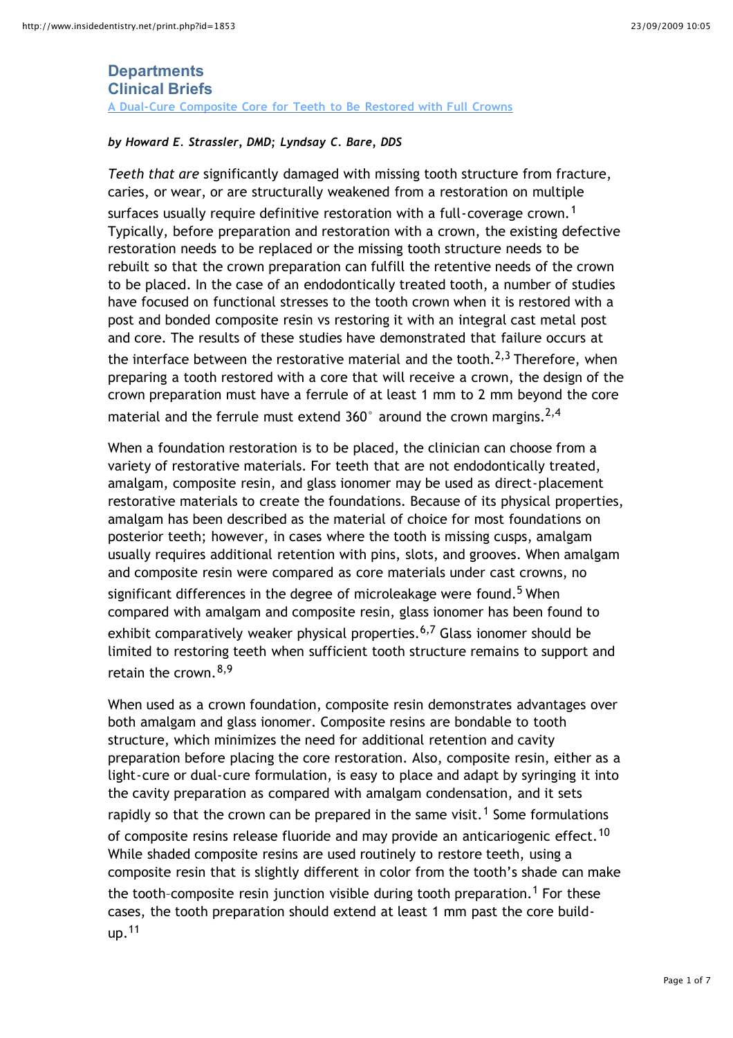## Departments
## Clinical Briefs

A Dual-Cure Composite Core for Teeth to Be Restored with Full Crowns

***by Howard E. Strassler, DMD; Lyndsay C. Bare, DDS***

*Teeth that are* significantly damaged with missing tooth structure from fracture, caries, or wear, or are structurally weakened from a restoration on multiple surfaces usually require definitive restoration with a full-coverage crown.[1] Typically, before preparation and restoration with a crown, the existing defective restoration needs to be replaced or the missing tooth structure needs to be rebuilt so that the crown preparation can fulfill the retentive needs of the crown to be placed. In the case of an endodontically treated tooth, a number of studies have focused on functional stresses to the tooth crown when it is restored with a post and bonded composite resin vs restoring it with an integral cast metal post and core. The results of these studies have demonstrated that failure occurs at the interface between the restorative material and the tooth.[2,3] Therefore, when preparing a tooth restored with a core that will receive a crown, the design of the crown preparation must have a ferrule of at least 1 mm to 2 mm beyond the core material and the ferrule must extend 360° around the crown margins.[2,4]

When a foundation restoration is to be placed, the clinician can choose from a variety of restorative materials. For teeth that are not endodontically treated, amalgam, composite resin, and glass ionomer may be used as direct-placement restorative materials to create the foundations. Because of its physical properties, amalgam has been described as the material of choice for most foundations on posterior teeth; however, in cases where the tooth is missing cusps, amalgam usually requires additional retention with pins, slots, and grooves. When amalgam and composite resin were compared as core materials under cast crowns, no significant differences in the degree of microleakage were found.[5] When compared with amalgam and composite resin, glass ionomer has been found to exhibit comparatively weaker physical properties.[6,7] Glass ionomer should be limited to restoring teeth when sufficient tooth structure remains to support and retain the crown.[8,9]

When used as a crown foundation, composite resin demonstrates advantages over both amalgam and glass ionomer. Composite resins are bondable to tooth structure, which minimizes the need for additional retention and cavity preparation before placing the core restoration. Also, composite resin, either as a light-cure or dual-cure formulation, is easy to place and adapt by syringing it into the cavity preparation as compared with amalgam condensation, and it sets rapidly so that the crown can be prepared in the same visit.[1] Some formulations of composite resins release fluoride and may provide an anticariogenic effect.[10] While shaded composite resins are used routinely to restore teeth, using a composite resin that is slightly different in color from the tooth's shade can make the tooth–composite resin junction visible during tooth preparation.[1] For these cases, the tooth preparation should extend at least 1 mm past the core build-up.[11]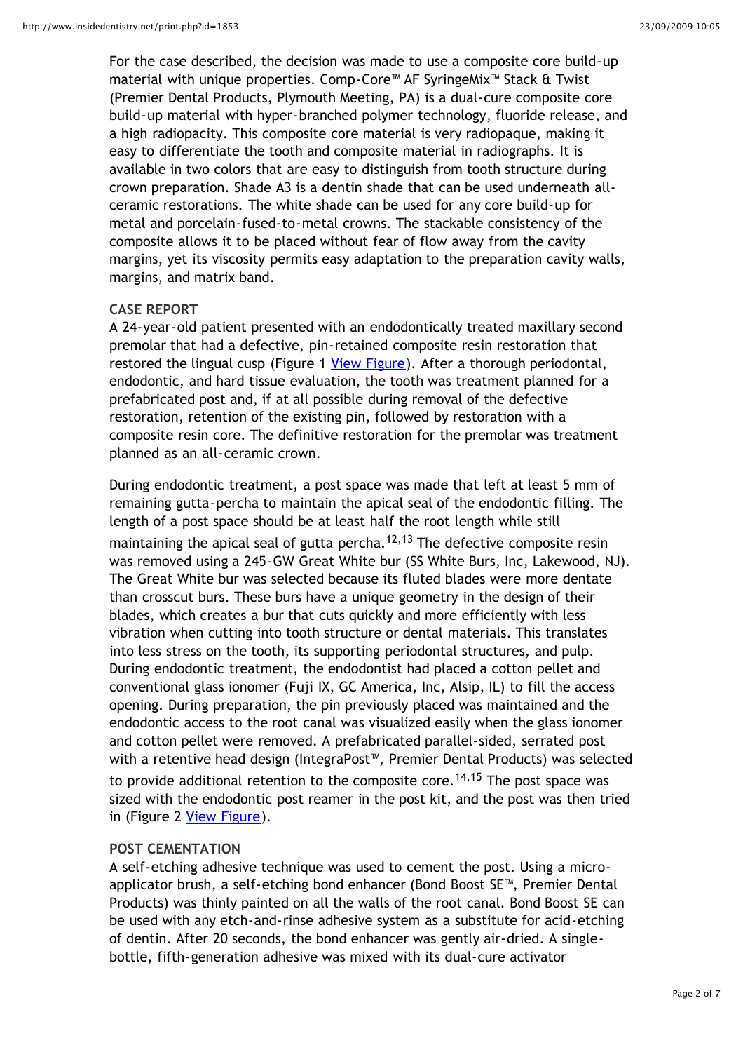For the case described, the decision was made to use a composite core build-up material with unique properties. Comp-Core™ AF SyringeMix™ Stack & Twist (Premier Dental Products, Plymouth Meeting, PA) is a dual-cure composite core build-up material with hyper-branched polymer technology, fluoride release, and a high radiopacity. This composite core material is very radiopaque, making it easy to differentiate the tooth and composite material in radiographs. It is available in two colors that are easy to distinguish from tooth structure during crown preparation. Shade A3 is a dentin shade that can be used underneath all-ceramic restorations. The white shade can be used for any core build-up for metal and porcelain-fused-to-metal crowns. The stackable consistency of the composite allows it to be placed without fear of flow away from the cavity margins, yet its viscosity permits easy adaptation to the preparation cavity walls, margins, and matrix band.

## CASE REPORT

A 24-year-old patient presented with an endodontically treated maxillary second premolar that had a defective, pin-retained composite resin restoration that restored the lingual cusp (Figure 1 View Figure). After a thorough periodontal, endodontic, and hard tissue evaluation, the tooth was treatment planned for a prefabricated post and, if at all possible during removal of the defective restoration, retention of the existing pin, followed by restoration with a composite resin core. The definitive restoration for the premolar was treatment planned as an all-ceramic crown.

During endodontic treatment, a post space was made that left at least 5 mm of remaining gutta-percha to maintain the apical seal of the endodontic filling. The length of a post space should be at least half the root length while still maintaining the apical seal of gutta percha.[12,13] The defective composite resin was removed using a 245-GW Great White bur (SS White Burs, Inc, Lakewood, NJ). The Great White bur was selected because its fluted blades were more dentate than crosscut burs. These burs have a unique geometry in the design of their blades, which creates a bur that cuts quickly and more efficiently with less vibration when cutting into tooth structure or dental materials. This translates into less stress on the tooth, its supporting periodontal structures, and pulp. During endodontic treatment, the endodontist had placed a cotton pellet and conventional glass ionomer (Fuji IX, GC America, Inc, Alsip, IL) to fill the access opening. During preparation, the pin previously placed was maintained and the endodontic access to the root canal was visualized easily when the glass ionomer and cotton pellet were removed. A prefabricated parallel-sided, serrated post with a retentive head design (IntegraPost™, Premier Dental Products) was selected to provide additional retention to the composite core.[14,15] The post space was sized with the endodontic post reamer in the post kit, and the post was then tried in (Figure 2 View Figure).

## POST CEMENTATION

A self-etching adhesive technique was used to cement the post. Using a micro-applicator brush, a self-etching bond enhancer (Bond Boost SE™, Premier Dental Products) was thinly painted on all the walls of the root canal. Bond Boost SE can be used with any etch-and-rinse adhesive system as a substitute for acid-etching of dentin. After 20 seconds, the bond enhancer was gently air-dried. A single-bottle, fifth-generation adhesive was mixed with its dual-cure activator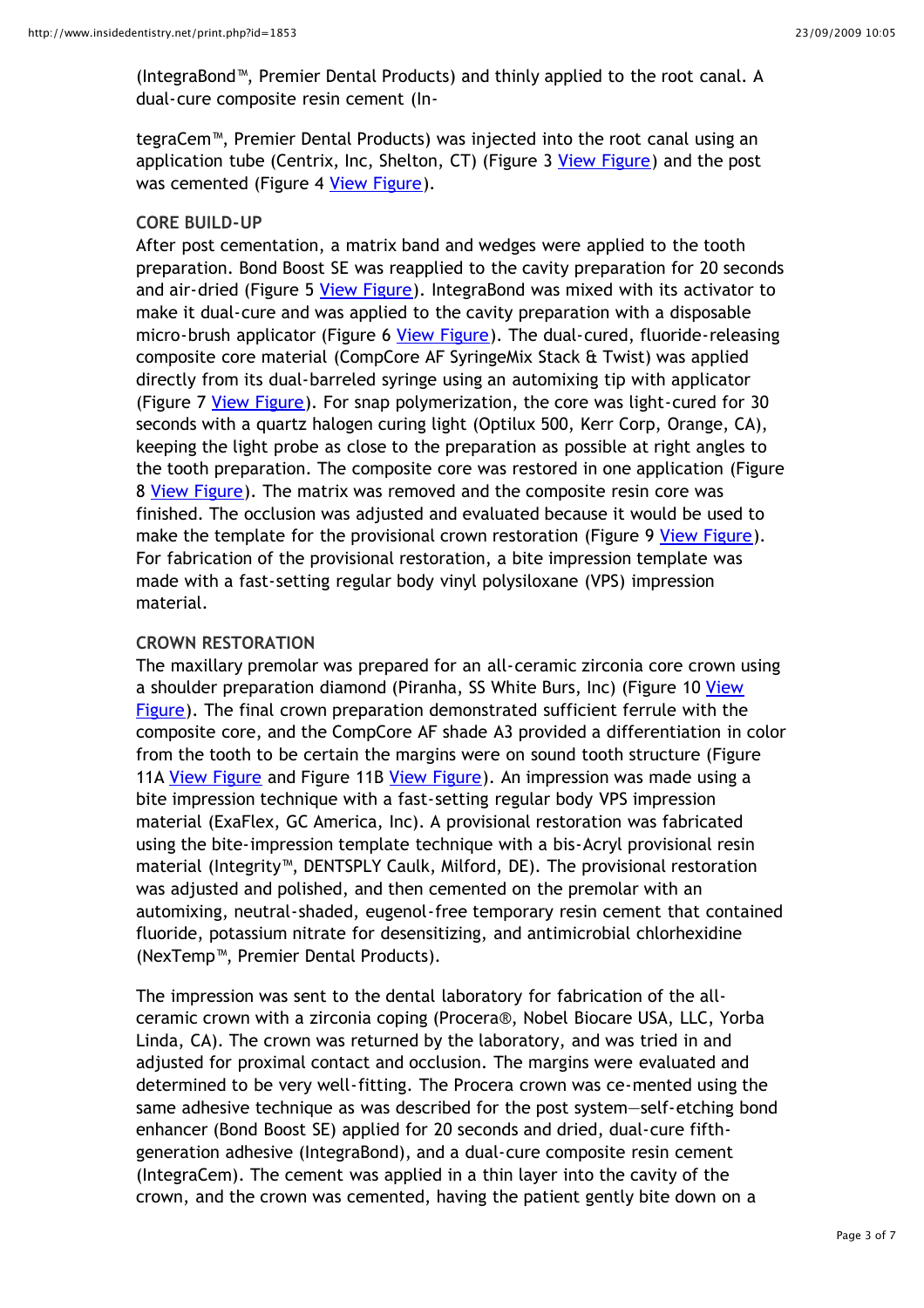(IntegraBond™, Premier Dental Products) and thinly applied to the root canal. A dual-cure composite resin cement (In-

tegraCem™, Premier Dental Products) was injected into the root canal using an application tube (Centrix, Inc, Shelton, CT) (Figure 3 View Figure) and the post was cemented (Figure 4 View Figure).

### CORE BUILD-UP

After post cementation, a matrix band and wedges were applied to the tooth preparation. Bond Boost SE was reapplied to the cavity preparation for 20 seconds and air-dried (Figure 5 View Figure). IntegraBond was mixed with its activator to make it dual-cure and was applied to the cavity preparation with a disposable micro-brush applicator (Figure 6 View Figure). The dual-cured, fluoride-releasing composite core material (CompCore AF SyringeMix Stack & Twist) was applied directly from its dual-barreled syringe using an automixing tip with applicator (Figure 7 View Figure). For snap polymerization, the core was light-cured for 30 seconds with a quartz halogen curing light (Optilux 500, Kerr Corp, Orange, CA), keeping the light probe as close to the preparation as possible at right angles to the tooth preparation. The composite core was restored in one application (Figure 8 View Figure). The matrix was removed and the composite resin core was finished. The occlusion was adjusted and evaluated because it would be used to make the template for the provisional crown restoration (Figure 9 View Figure). For fabrication of the provisional restoration, a bite impression template was made with a fast-setting regular body vinyl polysiloxane (VPS) impression material.

### CROWN RESTORATION

The maxillary premolar was prepared for an all-ceramic zirconia core crown using a shoulder preparation diamond (Piranha, SS White Burs, Inc) (Figure 10 View Figure). The final crown preparation demonstrated sufficient ferrule with the composite core, and the CompCore AF shade A3 provided a differentiation in color from the tooth to be certain the margins were on sound tooth structure (Figure 11A View Figure and Figure 11B View Figure). An impression was made using a bite impression technique with a fast-setting regular body VPS impression material (ExaFlex, GC America, Inc). A provisional restoration was fabricated using the bite-impression template technique with a bis-Acryl provisional resin material (Integrity™, DENTSPLY Caulk, Milford, DE). The provisional restoration was adjusted and polished, and then cemented on the premolar with an automixing, neutral-shaded, eugenol-free temporary resin cement that contained fluoride, potassium nitrate for desensitizing, and antimicrobial chlorhexidine (NexTemp™, Premier Dental Products).

The impression was sent to the dental laboratory for fabrication of the all-ceramic crown with a zirconia coping (Procera®, Nobel Biocare USA, LLC, Yorba Linda, CA). The crown was returned by the laboratory, and was tried in and adjusted for proximal contact and occlusion. The margins were evaluated and determined to be very well-fitting. The Procera crown was ce-mented using the same adhesive technique as was described for the post system—self-etching bond enhancer (Bond Boost SE) applied for 20 seconds and dried, dual-cure fifth-generation adhesive (IntegraBond), and a dual-cure composite resin cement (IntegraCem). The cement was applied in a thin layer into the cavity of the crown, and the crown was cemented, having the patient gently bite down on a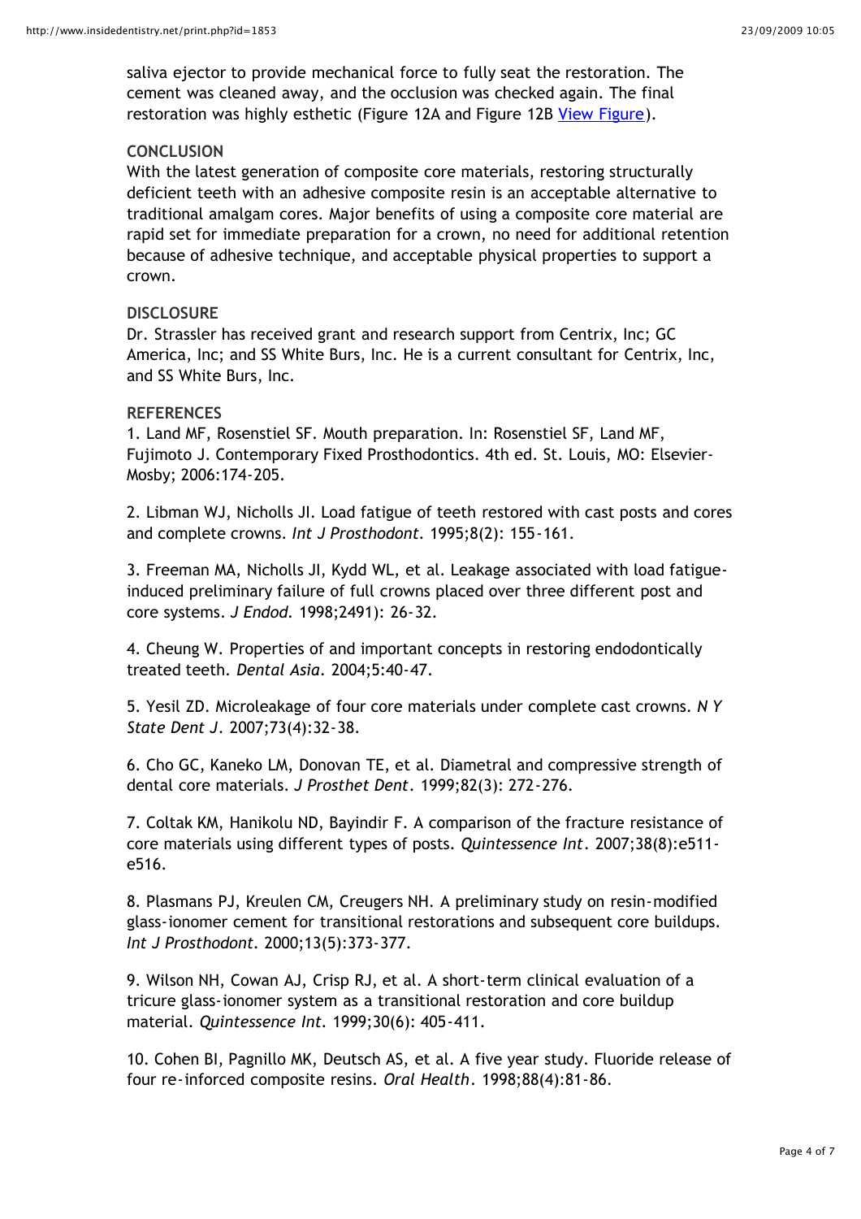saliva ejector to provide mechanical force to fully seat the restoration. The cement was cleaned away, and the occlusion was checked again. The final restoration was highly esthetic (Figure 12A and Figure 12B View Figure).

## CONCLUSION

With the latest generation of composite core materials, restoring structurally deficient teeth with an adhesive composite resin is an acceptable alternative to traditional amalgam cores. Major benefits of using a composite core material are rapid set for immediate preparation for a crown, no need for additional retention because of adhesive technique, and acceptable physical properties to support a crown.

## DISCLOSURE

Dr. Strassler has received grant and research support from Centrix, Inc; GC America, Inc; and SS White Burs, Inc. He is a current consultant for Centrix, Inc, and SS White Burs, Inc.

## REFERENCES

1. Land MF, Rosenstiel SF. Mouth preparation. In: Rosenstiel SF, Land MF, Fujimoto J. Contemporary Fixed Prosthodontics. 4th ed. St. Louis, MO: Elsevier-Mosby; 2006:174-205.

2. Libman WJ, Nicholls JI. Load fatigue of teeth restored with cast posts and cores and complete crowns. *Int J Prosthodont*. 1995;8(2): 155-161.

3. Freeman MA, Nicholls JI, Kydd WL, et al. Leakage associated with load fatigue-induced preliminary failure of full crowns placed over three different post and core systems. *J Endod*. 1998;2491): 26-32.

4. Cheung W. Properties of and important concepts in restoring endodontically treated teeth. *Dental Asia*. 2004;5:40-47.

5. Yesil ZD. Microleakage of four core materials under complete cast crowns. *N Y State Dent J*. 2007;73(4):32-38.

6. Cho GC, Kaneko LM, Donovan TE, et al. Diametral and compressive strength of dental core materials. *J Prosthet Dent*. 1999;82(3): 272-276.

7. Coltak KM, Hanikolu ND, Bayindir F. A comparison of the fracture resistance of core materials using different types of posts. *Quintessence Int*. 2007;38(8):e511-e516.

8. Plasmans PJ, Kreulen CM, Creugers NH. A preliminary study on resin-modified glass-ionomer cement for transitional restorations and subsequent core buildups. *Int J Prosthodont*. 2000;13(5):373-377.

9. Wilson NH, Cowan AJ, Crisp RJ, et al. A short-term clinical evaluation of a tricure glass-ionomer system as a transitional restoration and core buildup material. *Quintessence Int*. 1999;30(6): 405-411.

10. Cohen BI, Pagnillo MK, Deutsch AS, et al. A five year study. Fluoride release of four re-inforced composite resins. *Oral Health*. 1998;88(4):81-86.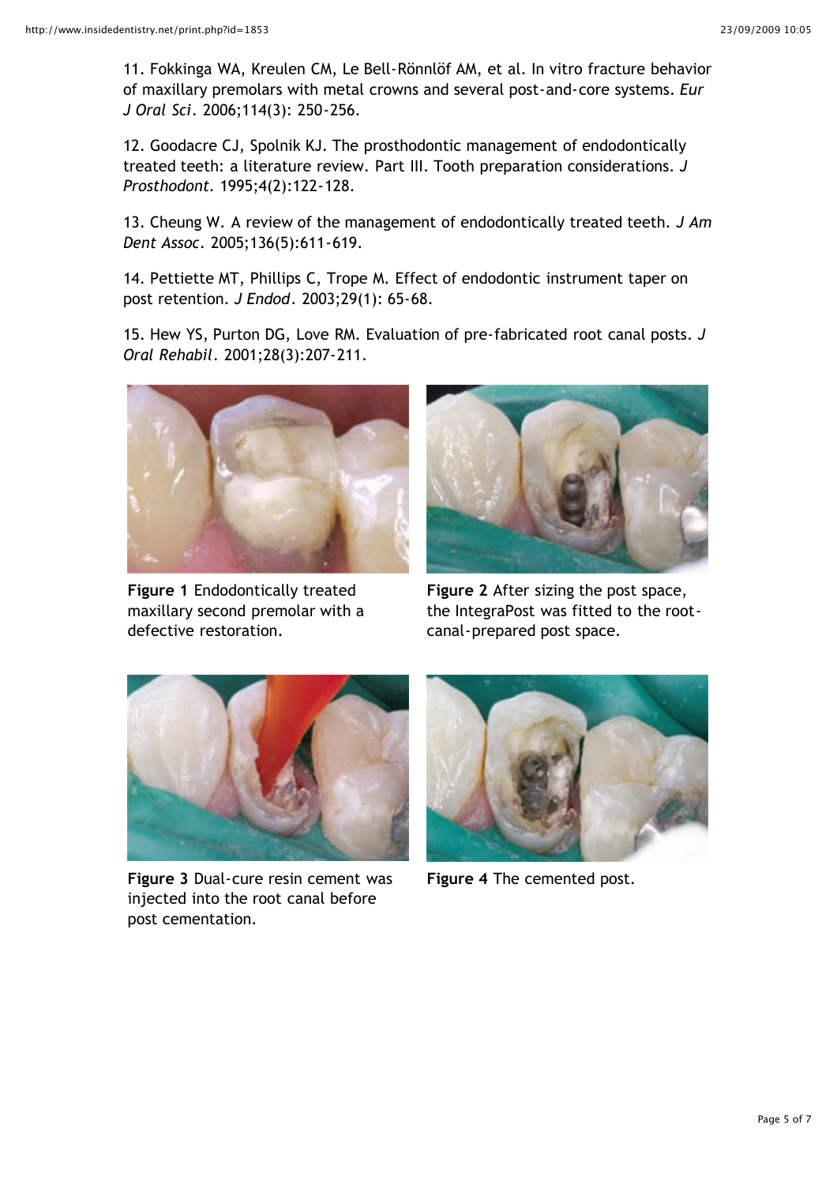11. Fokkinga WA, Kreulen CM, Le Bell-Rönnlöf AM, et al. In vitro fracture behavior of maxillary premolars with metal crowns and several post-and-core systems. *Eur J Oral Sci*. 2006;114(3): 250-256.

12. Goodacre CJ, Spolnik KJ. The prosthodontic management of endodontically treated teeth: a literature review. Part III. Tooth preparation considerations. *J Prosthodont*. 1995;4(2):122-128.

13. Cheung W. A review of the management of endodontically treated teeth. *J Am Dent Assoc*. 2005;136(5):611-619.

14. Pettiette MT, Phillips C, Trope M. Effect of endodontic instrument taper on post retention. *J Endod*. 2003;29(1): 65-68.

15. Hew YS, Purton DG, Love RM. Evaluation of pre-fabricated root canal posts. *J Oral Rehabil*. 2001;28(3):207-211.

**Figure 1** Endodontically treated maxillary second premolar with a defective restoration.

**Figure 2** After sizing the post space, the IntegraPost was fitted to the root-canal-prepared post space.

**Figure 3** Dual-cure resin cement was injected into the root canal before post cementation.

**Figure 4** The cemented post.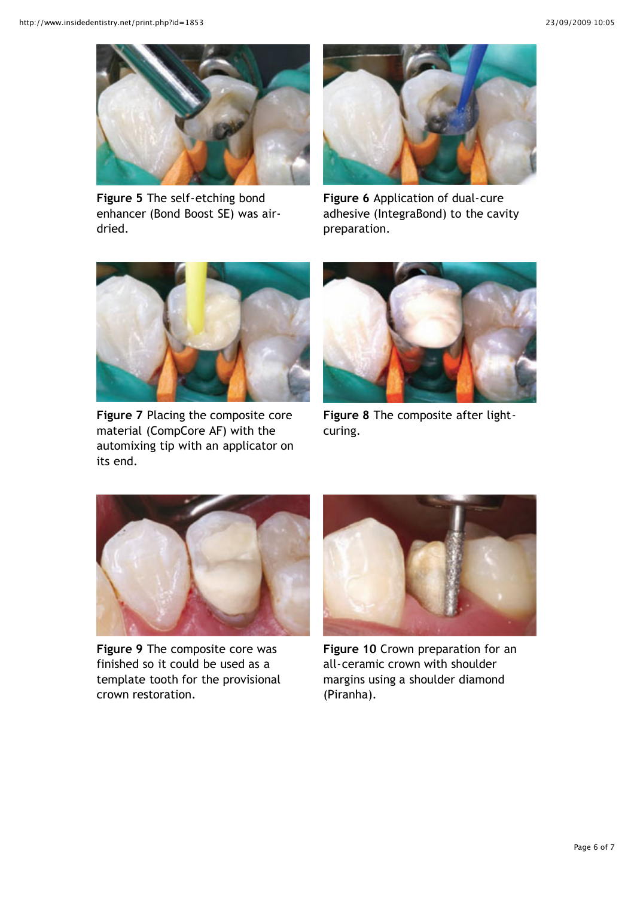**Figure 5** The self-etching bond enhancer (Bond Boost SE) was air-dried.

**Figure 6** Application of dual-cure adhesive (IntegraBond) to the cavity preparation.

**Figure 7** Placing the composite core material (CompCore AF) with the automixing tip with an applicator on its end.

**Figure 8** The composite after light-curing.

**Figure 9** The composite core was finished so it could be used as a template tooth for the provisional crown restoration.

**Figure 10** Crown preparation for an all-ceramic crown with shoulder margins using a shoulder diamond (Piranha).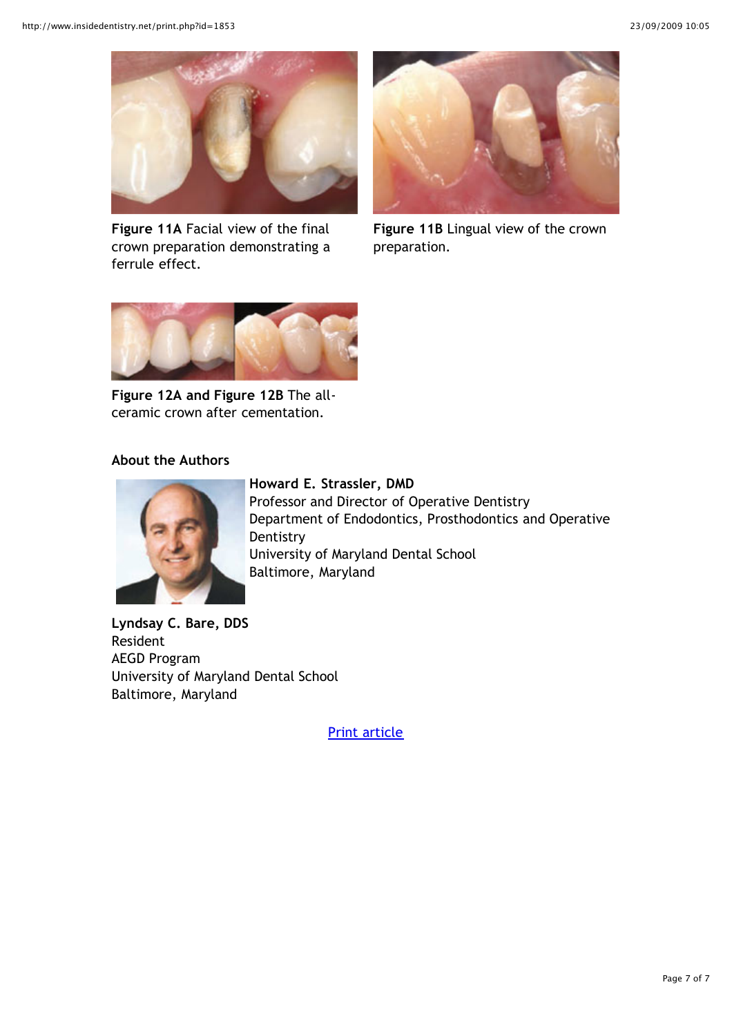**Figure 11A** Facial view of the final crown preparation demonstrating a ferrule effect.

**Figure 11B** Lingual view of the crown preparation.

**Figure 12A and Figure 12B** The all-ceramic crown after cementation.

## About the Authors

**Howard E. Strassler, DMD**
Professor and Director of Operative Dentistry
Department of Endodontics, Prosthodontics and Operative Dentistry
University of Maryland Dental School
Baltimore, Maryland

**Lyndsay C. Bare, DDS**
Resident
AEGD Program
University of Maryland Dental School
Baltimore, Maryland

Print article